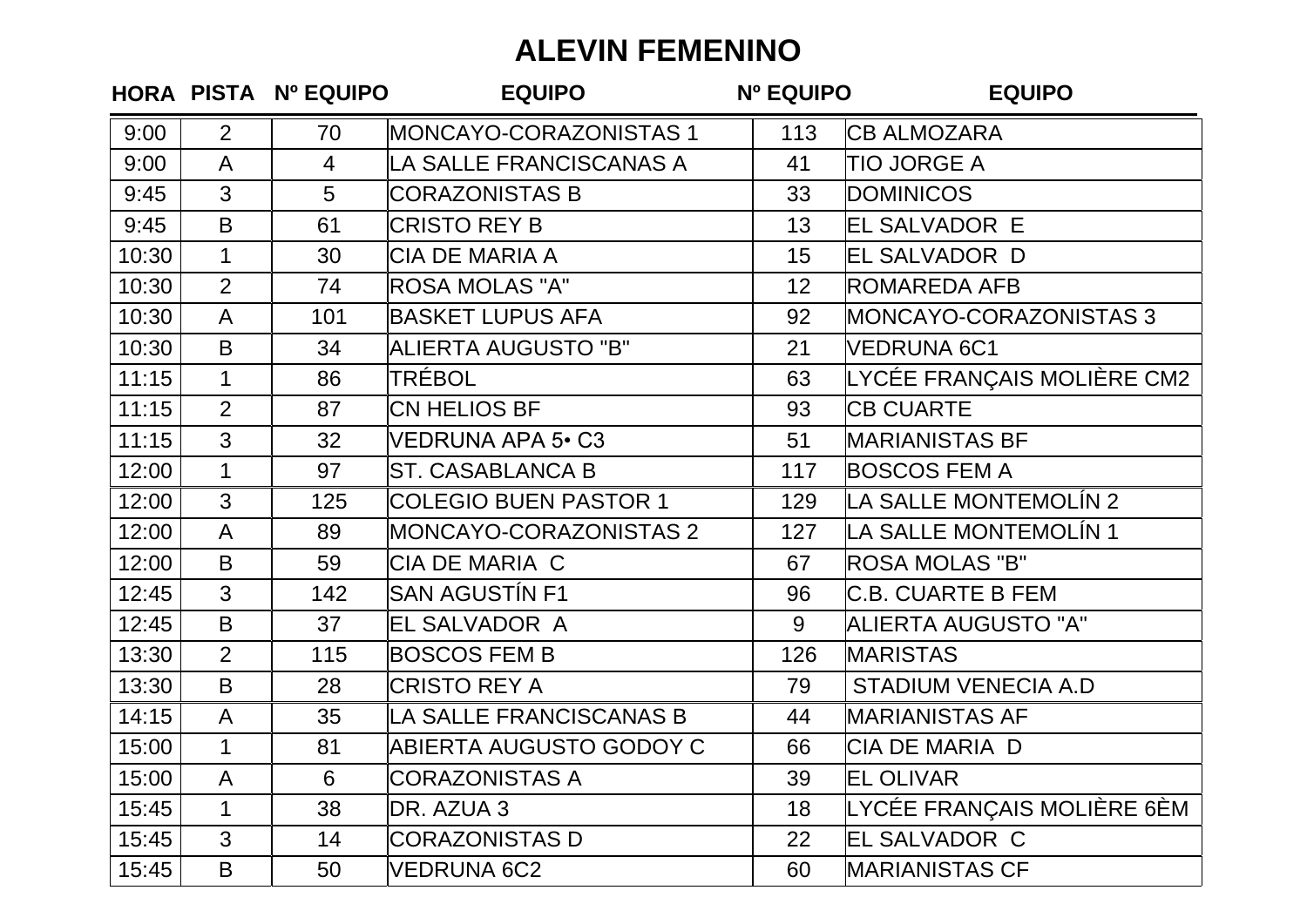# ALEVIN FEMENINO

| HORA | PISTA | Nº EQUIPO | EQUIPO | Nº EQUIPO | EQUIPO |
|---|---|---|---|---|---|
| 9:00 | 2 | 70 | MONCAYO-CORAZONISTAS 1 | 113 | CB ALMOZARA |
| 9:00 | A | 4 | LA SALLE FRANCISCANAS A | 41 | TIO JORGE A |
| 9:45 | 3 | 5 | CORAZONISTAS B | 33 | DOMINICOS |
| 9:45 | B | 61 | CRISTO REY B | 13 | EL SALVADOR E |
| 10:30 | 1 | 30 | CIA DE MARIA A | 15 | EL SALVADOR D |
| 10:30 | 2 | 74 | ROSA MOLAS "A" | 12 | ROMAREDA AFB |
| 10:30 | A | 101 | BASKET LUPUS AFA | 92 | MONCAYO-CORAZONISTAS 3 |
| 10:30 | B | 34 | ALIERTA AUGUSTO "B" | 21 | VEDRUNA 6C1 |
| 11:15 | 1 | 86 | TRÉBOL | 63 | LYCÉE FRANÇAIS MOLIÈRE CM2 |
| 11:15 | 2 | 87 | CN HELIOS BF | 93 | CB CUARTE |
| 11:15 | 3 | 32 | VEDRUNA APA 5• C3 | 51 | MARIANISTAS BF |
| 12:00 | 1 | 97 | ST. CASABLANCA B | 117 | BOSCOS FEM A |
| 12:00 | 3 | 125 | COLEGIO BUEN PASTOR 1 | 129 | LA SALLE MONTEMOLÍN 2 |
| 12:00 | A | 89 | MONCAYO-CORAZONISTAS 2 | 127 | LA SALLE MONTEMOLÍN 1 |
| 12:00 | B | 59 | CIA DE MARIA C | 67 | ROSA MOLAS "B" |
| 12:45 | 3 | 142 | SAN AGUSTÍN F1 | 96 | C.B. CUARTE B FEM |
| 12:45 | B | 37 | EL SALVADOR A | 9 | ALIERTA AUGUSTO "A" |
| 13:30 | 2 | 115 | BOSCOS FEM B | 126 | MARISTAS |
| 13:30 | B | 28 | CRISTO REY A | 79 | STADIUM VENECIA A.D |
| 14:15 | A | 35 | LA SALLE FRANCISCANAS B | 44 | MARIANISTAS AF |
| 15:00 | 1 | 81 | ABIERTA AUGUSTO GODOY C | 66 | CIA DE MARIA D |
| 15:00 | A | 6 | CORAZONISTAS A | 39 | EL OLIVAR |
| 15:45 | 1 | 38 | DR. AZUA 3 | 18 | LYCÉE FRANÇAIS MOLIÈRE 6ÈM |
| 15:45 | 3 | 14 | CORAZONISTAS D | 22 | EL SALVADOR C |
| 15:45 | B | 50 | VEDRUNA 6C2 | 60 | MARIANISTAS CF |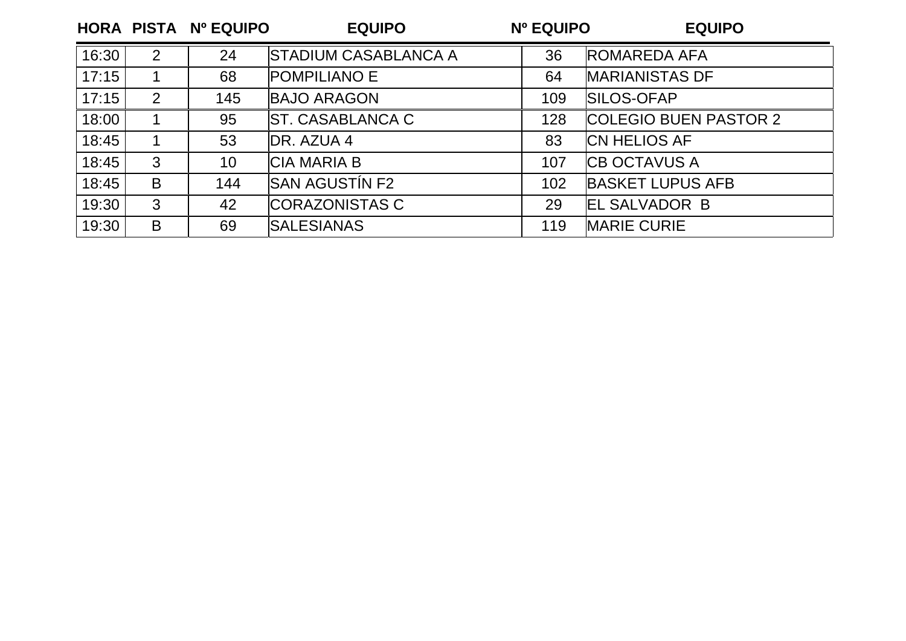| HORA | PISTA | Nº EQUIPO | EQUIPO | Nº EQUIPO | EQUIPO |
|---|---|---|---|---|---|
| 16:30 | 2 | 24 | STADIUM CASABLANCA A | 36 | ROMAREDA AFA |
| 17:15 | 1 | 68 | POMPILIANO E | 64 | MARIANISTAS DF |
| 17:15 | 2 | 145 | BAJO ARAGON | 109 | SILOS-OFAP |
| 18:00 | 1 | 95 | ST. CASABLANCA C | 128 | COLEGIO BUEN PASTOR 2 |
| 18:45 | 1 | 53 | DR. AZUA 4 | 83 | CN HELIOS AF |
| 18:45 | 3 | 10 | CIA MARIA B | 107 | CB OCTAVUS A |
| 18:45 | B | 144 | SAN AGUSTÍN F2 | 102 | BASKET LUPUS AFB |
| 19:30 | 3 | 42 | CORAZONISTAS C | 29 | EL SALVADOR  B |
| 19:30 | B | 69 | SALESIANAS | 119 | MARIE CURIE |